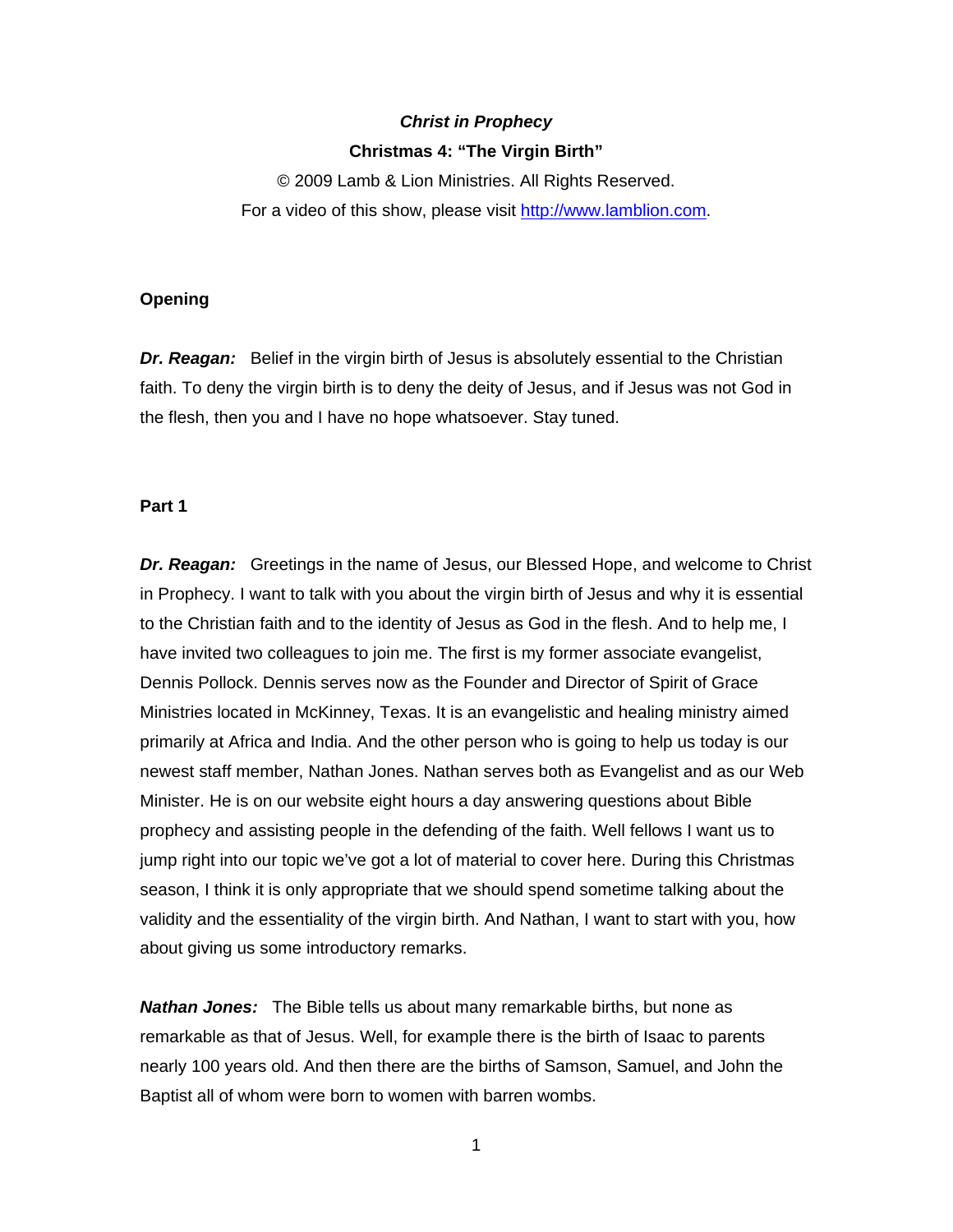***Christ in Prophecy***

**Christmas 4: "The Virgin Birth"**

© 2009 Lamb & Lion Ministries. All Rights Reserved.

For a video of this show, please visit [http://www.lamblion.com](http://www.lamblion.com).

**Opening**

***Dr. Reagan:*** Belief in the virgin birth of Jesus is absolutely essential to the Christian faith. To deny the virgin birth is to deny the deity of Jesus, and if Jesus was not God in the flesh, then you and I have no hope whatsoever. Stay tuned.

**Part 1**

***Dr. Reagan:*** Greetings in the name of Jesus, our Blessed Hope, and welcome to Christ in Prophecy. I want to talk with you about the virgin birth of Jesus and why it is essential to the Christian faith and to the identity of Jesus as God in the flesh. And to help me, I have invited two colleagues to join me. The first is my former associate evangelist, Dennis Pollock. Dennis serves now as the Founder and Director of Spirit of Grace Ministries located in McKinney, Texas. It is an evangelistic and healing ministry aimed primarily at Africa and India. And the other person who is going to help us today is our newest staff member, Nathan Jones. Nathan serves both as Evangelist and as our Web Minister. He is on our website eight hours a day answering questions about Bible prophecy and assisting people in the defending of the faith. Well fellows I want us to jump right into our topic we've got a lot of material to cover here. During this Christmas season, I think it is only appropriate that we should spend sometime talking about the validity and the essentiality of the virgin birth. And Nathan, I want to start with you, how about giving us some introductory remarks.

***Nathan Jones:*** The Bible tells us about many remarkable births, but none as remarkable as that of Jesus. Well, for example there is the birth of Isaac to parents nearly 100 years old. And then there are the births of Samson, Samuel, and John the Baptist all of whom were born to women with barren wombs.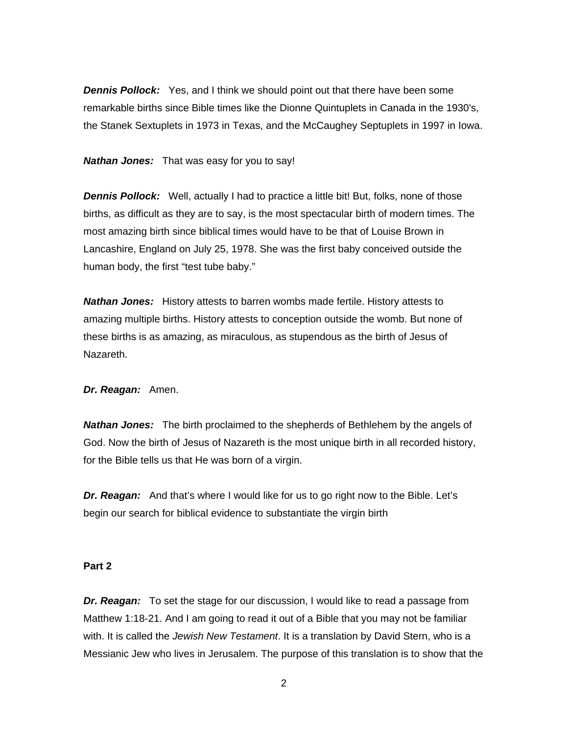***Dennis Pollock:*** Yes, and I think we should point out that there have been some remarkable births since Bible times like the Dionne Quintuplets in Canada in the 1930's, the Stanek Sextuplets in 1973 in Texas, and the McCaughey Septuplets in 1997 in Iowa.

***Nathan Jones:*** That was easy for you to say!

***Dennis Pollock:*** Well, actually I had to practice a little bit! But, folks, none of those births, as difficult as they are to say, is the most spectacular birth of modern times. The most amazing birth since biblical times would have to be that of Louise Brown in Lancashire, England on July 25, 1978. She was the first baby conceived outside the human body, the first "test tube baby."

***Nathan Jones:*** History attests to barren wombs made fertile. History attests to amazing multiple births. History attests to conception outside the womb. But none of these births is as amazing, as miraculous, as stupendous as the birth of Jesus of Nazareth.

***Dr. Reagan:*** Amen.

***Nathan Jones:*** The birth proclaimed to the shepherds of Bethlehem by the angels of God. Now the birth of Jesus of Nazareth is the most unique birth in all recorded history, for the Bible tells us that He was born of a virgin.

***Dr. Reagan:*** And that's where I would like for us to go right now to the Bible. Let's begin our search for biblical evidence to substantiate the virgin birth

**Part 2**

***Dr. Reagan:*** To set the stage for our discussion, I would like to read a passage from Matthew 1:18-21. And I am going to read it out of a Bible that you may not be familiar with. It is called the *Jewish New Testament*. It is a translation by David Stern, who is a Messianic Jew who lives in Jerusalem. The purpose of this translation is to show that the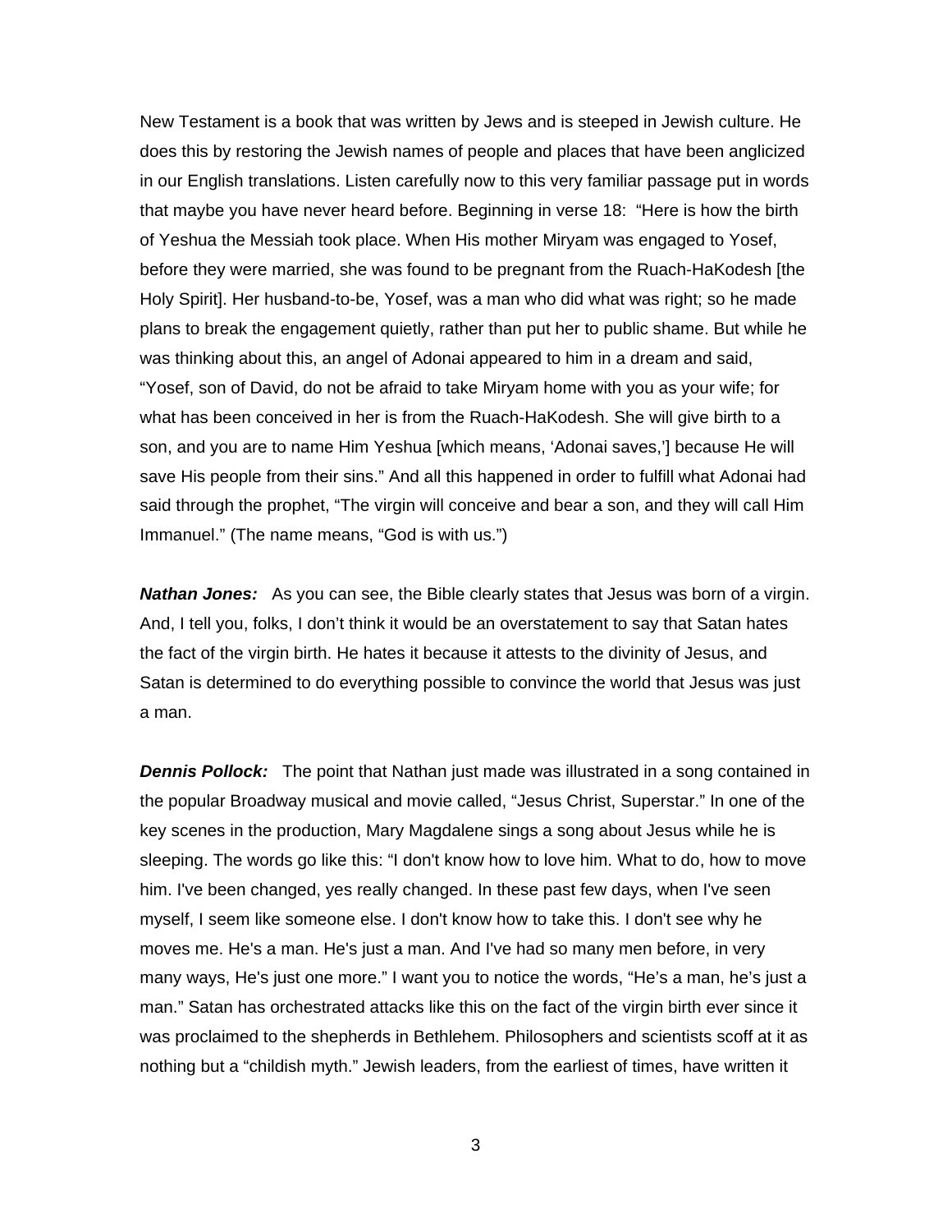New Testament is a book that was written by Jews and is steeped in Jewish culture. He does this by restoring the Jewish names of people and places that have been anglicized in our English translations. Listen carefully now to this very familiar passage put in words that maybe you have never heard before. Beginning in verse 18: "Here is how the birth of Yeshua the Messiah took place. When His mother Miryam was engaged to Yosef, before they were married, she was found to be pregnant from the Ruach-HaKodesh [the Holy Spirit]. Her husband-to-be, Yosef, was a man who did what was right; so he made plans to break the engagement quietly, rather than put her to public shame. But while he was thinking about this, an angel of Adonai appeared to him in a dream and said, "Yosef, son of David, do not be afraid to take Miryam home with you as your wife; for what has been conceived in her is from the Ruach-HaKodesh. She will give birth to a son, and you are to name Him Yeshua [which means, 'Adonai saves,'] because He will save His people from their sins." And all this happened in order to fulfill what Adonai had said through the prophet, "The virgin will conceive and bear a son, and they will call Him Immanuel." (The name means, "God is with us.")

***Nathan Jones:*** As you can see, the Bible clearly states that Jesus was born of a virgin. And, I tell you, folks, I don't think it would be an overstatement to say that Satan hates the fact of the virgin birth. He hates it because it attests to the divinity of Jesus, and Satan is determined to do everything possible to convince the world that Jesus was just a man.

***Dennis Pollock:*** The point that Nathan just made was illustrated in a song contained in the popular Broadway musical and movie called, "Jesus Christ, Superstar." In one of the key scenes in the production, Mary Magdalene sings a song about Jesus while he is sleeping. The words go like this: "I don't know how to love him. What to do, how to move him. I've been changed, yes really changed. In these past few days, when I've seen myself, I seem like someone else. I don't know how to take this. I don't see why he moves me. He's a man. He's just a man. And I've had so many men before, in very many ways, He's just one more." I want you to notice the words, "He's a man, he's just a man." Satan has orchestrated attacks like this on the fact of the virgin birth ever since it was proclaimed to the shepherds in Bethlehem. Philosophers and scientists scoff at it as nothing but a "childish myth." Jewish leaders, from the earliest of times, have written it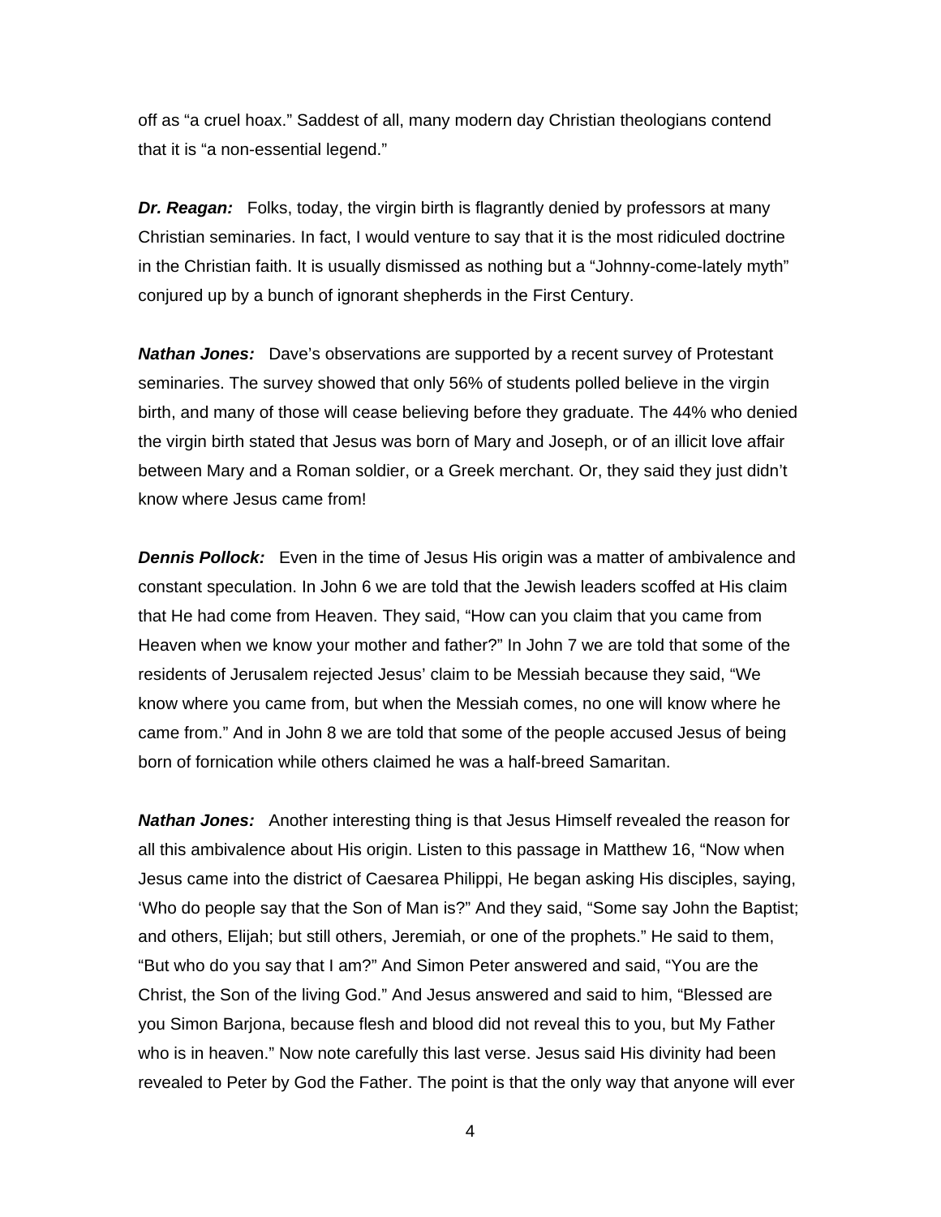off as “a cruel hoax.” Saddest of all, many modern day Christian theologians contend that it is “a non-essential legend.”

***Dr. Reagan:*** Folks, today, the virgin birth is flagrantly denied by professors at many Christian seminaries. In fact, I would venture to say that it is the most ridiculed doctrine in the Christian faith. It is usually dismissed as nothing but a “Johnny-come-lately myth” conjured up by a bunch of ignorant shepherds in the First Century.

***Nathan Jones:*** Dave’s observations are supported by a recent survey of Protestant seminaries. The survey showed that only 56% of students polled believe in the virgin birth, and many of those will cease believing before they graduate. The 44% who denied the virgin birth stated that Jesus was born of Mary and Joseph, or of an illicit love affair between Mary and a Roman soldier, or a Greek merchant. Or, they said they just didn’t know where Jesus came from!

***Dennis Pollock:*** Even in the time of Jesus His origin was a matter of ambivalence and constant speculation. In John 6 we are told that the Jewish leaders scoffed at His claim that He had come from Heaven. They said, “How can you claim that you came from Heaven when we know your mother and father?” In John 7 we are told that some of the residents of Jerusalem rejected Jesus’ claim to be Messiah because they said, “We know where you came from, but when the Messiah comes, no one will know where he came from.” And in John 8 we are told that some of the people accused Jesus of being born of fornication while others claimed he was a half-breed Samaritan.

***Nathan Jones:*** Another interesting thing is that Jesus Himself revealed the reason for all this ambivalence about His origin. Listen to this passage in Matthew 16, “Now when Jesus came into the district of Caesarea Philippi, He began asking His disciples, saying, ‘Who do people say that the Son of Man is?” And they said, “Some say John the Baptist; and others, Elijah; but still others, Jeremiah, or one of the prophets.” He said to them, “But who do you say that I am?” And Simon Peter answered and said, “You are the Christ, the Son of the living God.” And Jesus answered and said to him, “Blessed are you Simon Barjona, because flesh and blood did not reveal this to you, but My Father who is in heaven.” Now note carefully this last verse. Jesus said His divinity had been revealed to Peter by God the Father. The point is that the only way that anyone will ever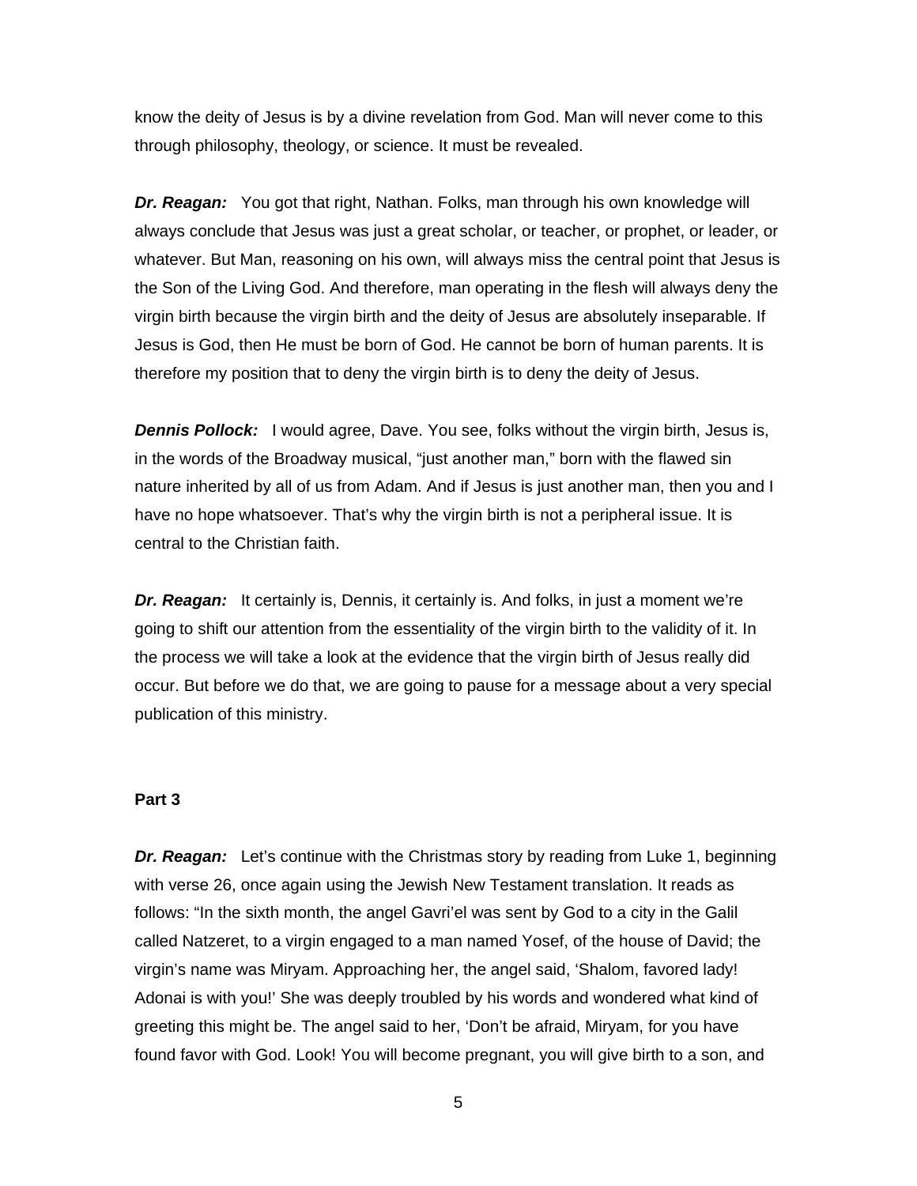know the deity of Jesus is by a divine revelation from God. Man will never come to this through philosophy, theology, or science. It must be revealed.

***Dr. Reagan:*** You got that right, Nathan. Folks, man through his own knowledge will always conclude that Jesus was just a great scholar, or teacher, or prophet, or leader, or whatever. But Man, reasoning on his own, will always miss the central point that Jesus is the Son of the Living God. And therefore, man operating in the flesh will always deny the virgin birth because the virgin birth and the deity of Jesus are absolutely inseparable. If Jesus is God, then He must be born of God. He cannot be born of human parents. It is therefore my position that to deny the virgin birth is to deny the deity of Jesus.

***Dennis Pollock:*** I would agree, Dave. You see, folks without the virgin birth, Jesus is, in the words of the Broadway musical, "just another man," born with the flawed sin nature inherited by all of us from Adam. And if Jesus is just another man, then you and I have no hope whatsoever. That's why the virgin birth is not a peripheral issue. It is central to the Christian faith.

***Dr. Reagan:*** It certainly is, Dennis, it certainly is. And folks, in just a moment we're going to shift our attention from the essentiality of the virgin birth to the validity of it. In the process we will take a look at the evidence that the virgin birth of Jesus really did occur. But before we do that, we are going to pause for a message about a very special publication of this ministry.

**Part 3**

***Dr. Reagan:*** Let's continue with the Christmas story by reading from Luke 1, beginning with verse 26, once again using the Jewish New Testament translation. It reads as follows: "In the sixth month, the angel Gavri'el was sent by God to a city in the Galil called Natzeret, to a virgin engaged to a man named Yosef, of the house of David; the virgin's name was Miryam. Approaching her, the angel said, 'Shalom, favored lady! Adonai is with you!' She was deeply troubled by his words and wondered what kind of greeting this might be. The angel said to her, 'Don't be afraid, Miryam, for you have found favor with God. Look! You will become pregnant, you will give birth to a son, and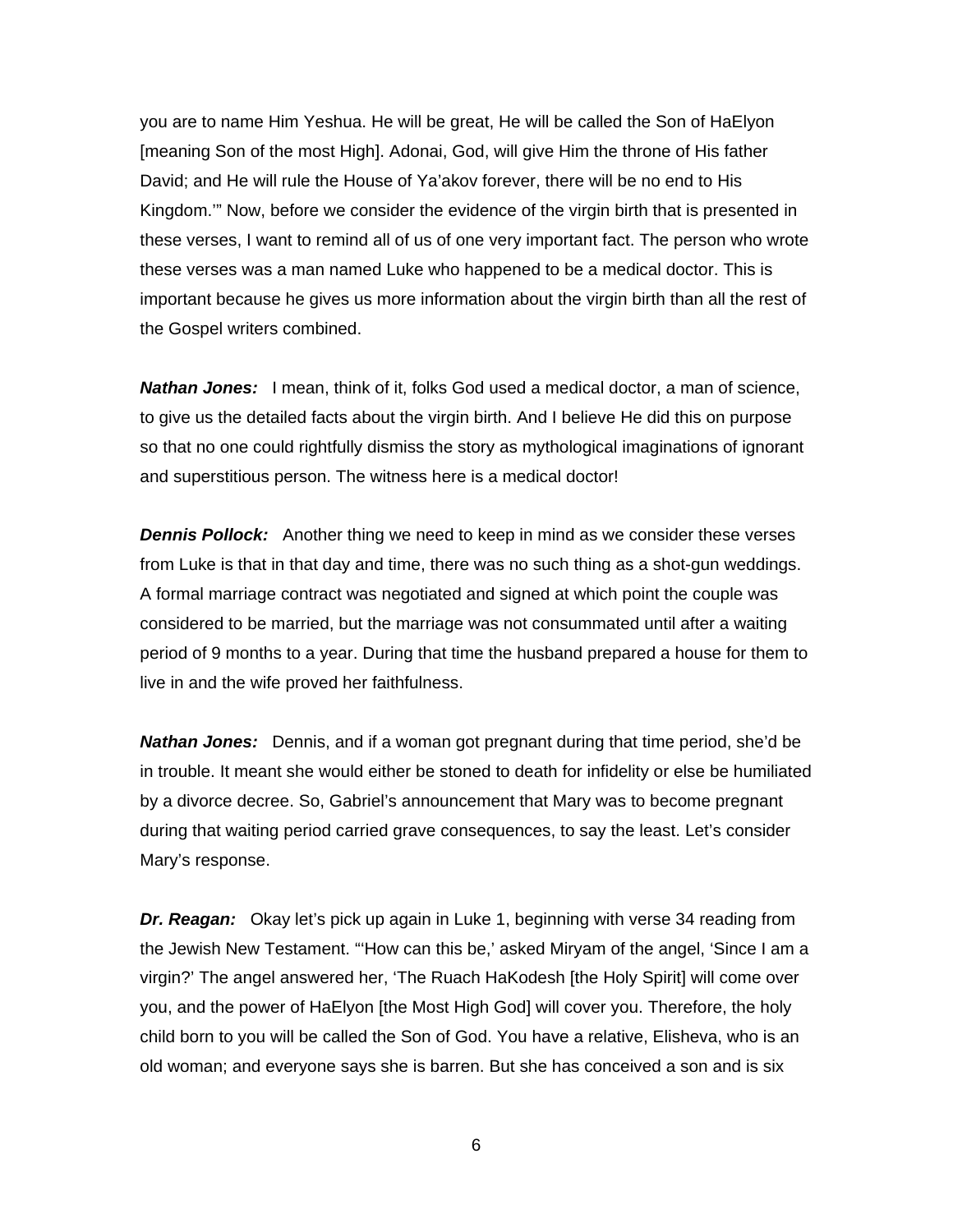you are to name Him Yeshua. He will be great, He will be called the Son of HaElyon [meaning Son of the most High]. Adonai, God, will give Him the throne of His father David; and He will rule the House of Ya'akov forever, there will be no end to His Kingdom.'" Now, before we consider the evidence of the virgin birth that is presented in these verses, I want to remind all of us of one very important fact. The person who wrote these verses was a man named Luke who happened to be a medical doctor. This is important because he gives us more information about the virgin birth than all the rest of the Gospel writers combined.

***Nathan Jones:*** I mean, think of it, folks God used a medical doctor, a man of science, to give us the detailed facts about the virgin birth. And I believe He did this on purpose so that no one could rightfully dismiss the story as mythological imaginations of ignorant and superstitious person. The witness here is a medical doctor!

***Dennis Pollock:*** Another thing we need to keep in mind as we consider these verses from Luke is that in that day and time, there was no such thing as a shot-gun weddings. A formal marriage contract was negotiated and signed at which point the couple was considered to be married, but the marriage was not consummated until after a waiting period of 9 months to a year. During that time the husband prepared a house for them to live in and the wife proved her faithfulness.

***Nathan Jones:*** Dennis, and if a woman got pregnant during that time period, she'd be in trouble. It meant she would either be stoned to death for infidelity or else be humiliated by a divorce decree. So, Gabriel's announcement that Mary was to become pregnant during that waiting period carried grave consequences, to say the least. Let's consider Mary's response.

***Dr. Reagan:*** Okay let's pick up again in Luke 1, beginning with verse 34 reading from the Jewish New Testament. "'How can this be,' asked Miryam of the angel, 'Since I am a virgin?' The angel answered her, 'The Ruach HaKodesh [the Holy Spirit] will come over you, and the power of HaElyon [the Most High God] will cover you. Therefore, the holy child born to you will be called the Son of God. You have a relative, Elisheva, who is an old woman; and everyone says she is barren. But she has conceived a son and is six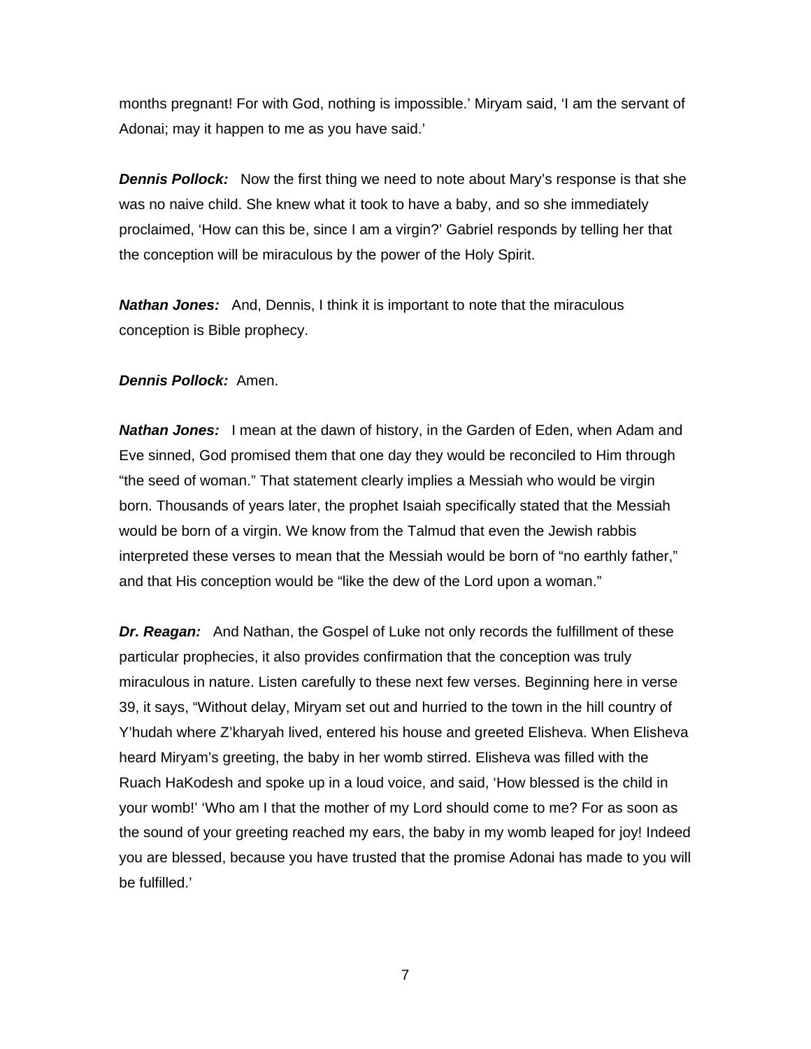months pregnant! For with God, nothing is impossible.' Miryam said, 'I am the servant of Adonai; may it happen to me as you have said.'

***Dennis Pollock:*** Now the first thing we need to note about Mary's response is that she was no naive child. She knew what it took to have a baby, and so she immediately proclaimed, 'How can this be, since I am a virgin?' Gabriel responds by telling her that the conception will be miraculous by the power of the Holy Spirit.

***Nathan Jones:*** And, Dennis, I think it is important to note that the miraculous conception is Bible prophecy.

***Dennis Pollock:*** Amen.

***Nathan Jones:*** I mean at the dawn of history, in the Garden of Eden, when Adam and Eve sinned, God promised them that one day they would be reconciled to Him through "the seed of woman." That statement clearly implies a Messiah who would be virgin born. Thousands of years later, the prophet Isaiah specifically stated that the Messiah would be born of a virgin. We know from the Talmud that even the Jewish rabbis interpreted these verses to mean that the Messiah would be born of "no earthly father," and that His conception would be "like the dew of the Lord upon a woman."

***Dr. Reagan:*** And Nathan, the Gospel of Luke not only records the fulfillment of these particular prophecies, it also provides confirmation that the conception was truly miraculous in nature. Listen carefully to these next few verses. Beginning here in verse 39, it says, "Without delay, Miryam set out and hurried to the town in the hill country of Y'hudah where Z'kharyah lived, entered his house and greeted Elisheva. When Elisheva heard Miryam's greeting, the baby in her womb stirred. Elisheva was filled with the Ruach HaKodesh and spoke up in a loud voice, and said, 'How blessed is the child in your womb!' 'Who am I that the mother of my Lord should come to me? For as soon as the sound of your greeting reached my ears, the baby in my womb leaped for joy! Indeed you are blessed, because you have trusted that the promise Adonai has made to you will be fulfilled.'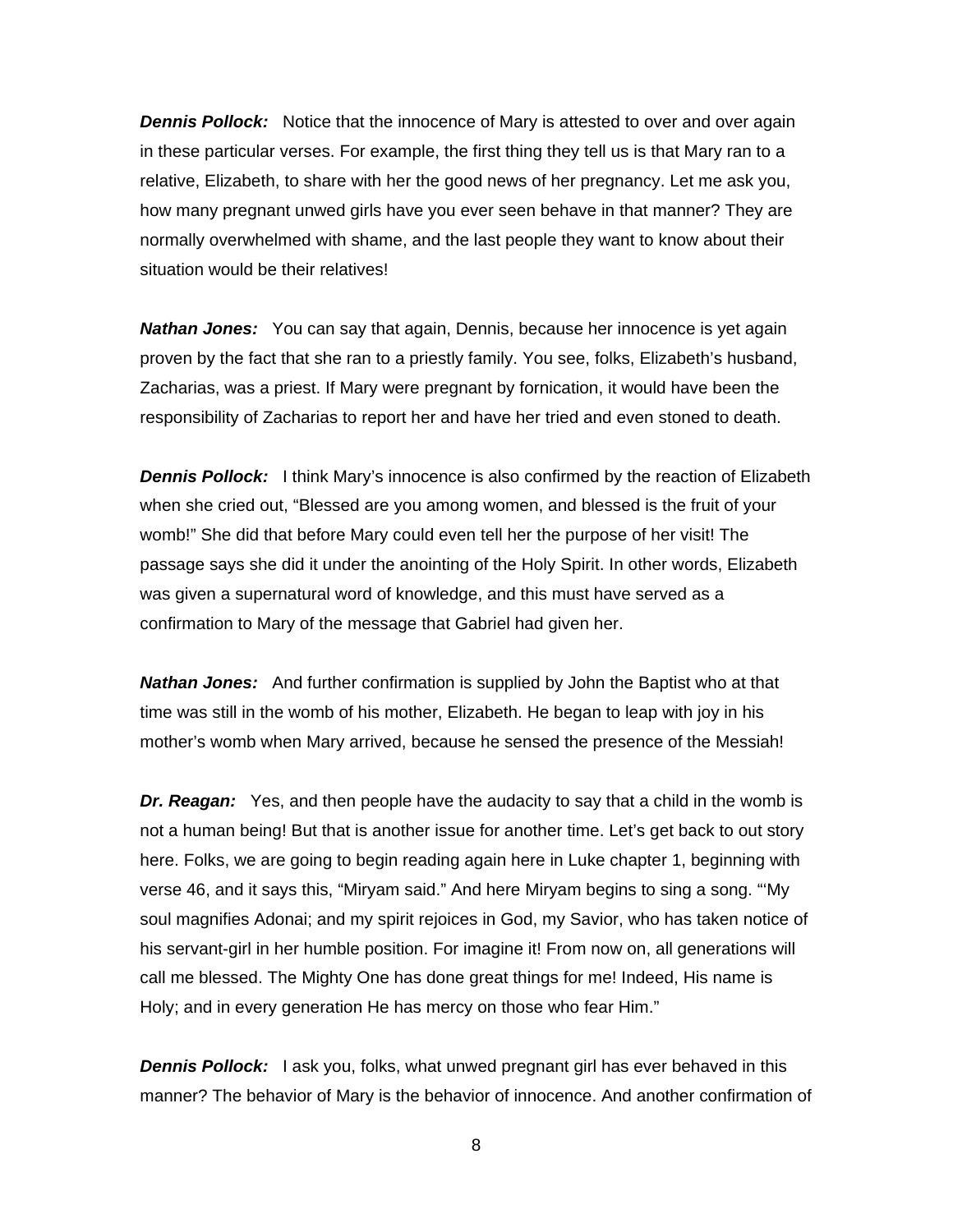***Dennis Pollock:*** Notice that the innocence of Mary is attested to over and over again in these particular verses. For example, the first thing they tell us is that Mary ran to a relative, Elizabeth, to share with her the good news of her pregnancy. Let me ask you, how many pregnant unwed girls have you ever seen behave in that manner? They are normally overwhelmed with shame, and the last people they want to know about their situation would be their relatives!

***Nathan Jones:*** You can say that again, Dennis, because her innocence is yet again proven by the fact that she ran to a priestly family. You see, folks, Elizabeth's husband, Zacharias, was a priest. If Mary were pregnant by fornication, it would have been the responsibility of Zacharias to report her and have her tried and even stoned to death.

***Dennis Pollock:*** I think Mary's innocence is also confirmed by the reaction of Elizabeth when she cried out, "Blessed are you among women, and blessed is the fruit of your womb!" She did that before Mary could even tell her the purpose of her visit! The passage says she did it under the anointing of the Holy Spirit. In other words, Elizabeth was given a supernatural word of knowledge, and this must have served as a confirmation to Mary of the message that Gabriel had given her.

***Nathan Jones:*** And further confirmation is supplied by John the Baptist who at that time was still in the womb of his mother, Elizabeth. He began to leap with joy in his mother's womb when Mary arrived, because he sensed the presence of the Messiah!

***Dr. Reagan:*** Yes, and then people have the audacity to say that a child in the womb is not a human being! But that is another issue for another time. Let's get back to out story here. Folks, we are going to begin reading again here in Luke chapter 1, beginning with verse 46, and it says this, "Miryam said." And here Miryam begins to sing a song. "'My soul magnifies Adonai; and my spirit rejoices in God, my Savior, who has taken notice of his servant-girl in her humble position. For imagine it! From now on, all generations will call me blessed. The Mighty One has done great things for me! Indeed, His name is Holy; and in every generation He has mercy on those who fear Him."

***Dennis Pollock:*** I ask you, folks, what unwed pregnant girl has ever behaved in this manner? The behavior of Mary is the behavior of innocence. And another confirmation of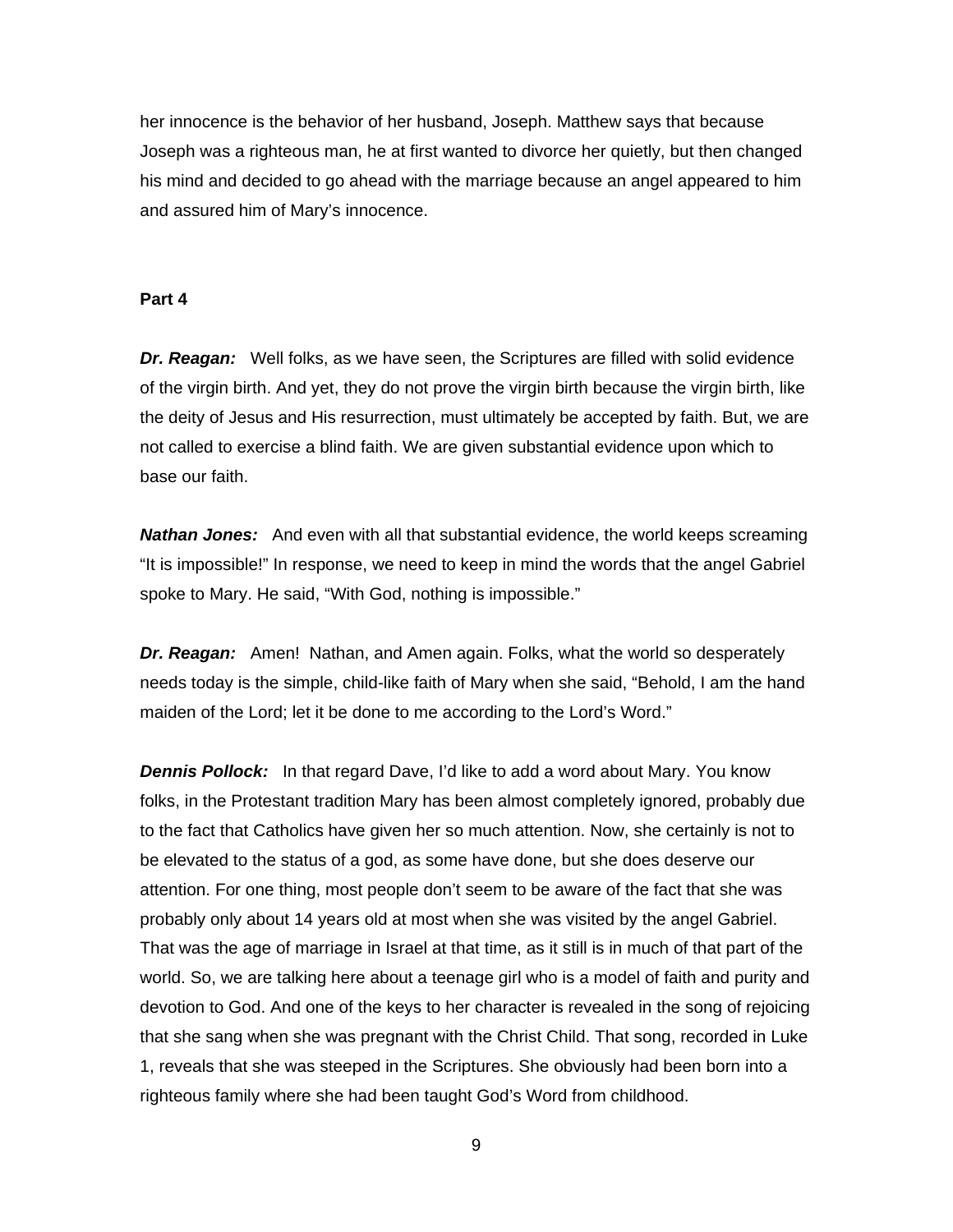her innocence is the behavior of her husband, Joseph. Matthew says that because Joseph was a righteous man, he at first wanted to divorce her quietly, but then changed his mind and decided to go ahead with the marriage because an angel appeared to him and assured him of Mary's innocence.

**Part 4**

***Dr. Reagan:*** Well folks, as we have seen, the Scriptures are filled with solid evidence of the virgin birth. And yet, they do not prove the virgin birth because the virgin birth, like the deity of Jesus and His resurrection, must ultimately be accepted by faith. But, we are not called to exercise a blind faith. We are given substantial evidence upon which to base our faith.

***Nathan Jones:*** And even with all that substantial evidence, the world keeps screaming "It is impossible!" In response, we need to keep in mind the words that the angel Gabriel spoke to Mary. He said, "With God, nothing is impossible."

***Dr. Reagan:*** Amen! Nathan, and Amen again. Folks, what the world so desperately needs today is the simple, child-like faith of Mary when she said, "Behold, I am the hand maiden of the Lord; let it be done to me according to the Lord's Word."

***Dennis Pollock:*** In that regard Dave, I'd like to add a word about Mary. You know folks, in the Protestant tradition Mary has been almost completely ignored, probably due to the fact that Catholics have given her so much attention. Now, she certainly is not to be elevated to the status of a god, as some have done, but she does deserve our attention. For one thing, most people don't seem to be aware of the fact that she was probably only about 14 years old at most when she was visited by the angel Gabriel. That was the age of marriage in Israel at that time, as it still is in much of that part of the world. So, we are talking here about a teenage girl who is a model of faith and purity and devotion to God. And one of the keys to her character is revealed in the song of rejoicing that she sang when she was pregnant with the Christ Child. That song, recorded in Luke 1, reveals that she was steeped in the Scriptures. She obviously had been born into a righteous family where she had been taught God's Word from childhood.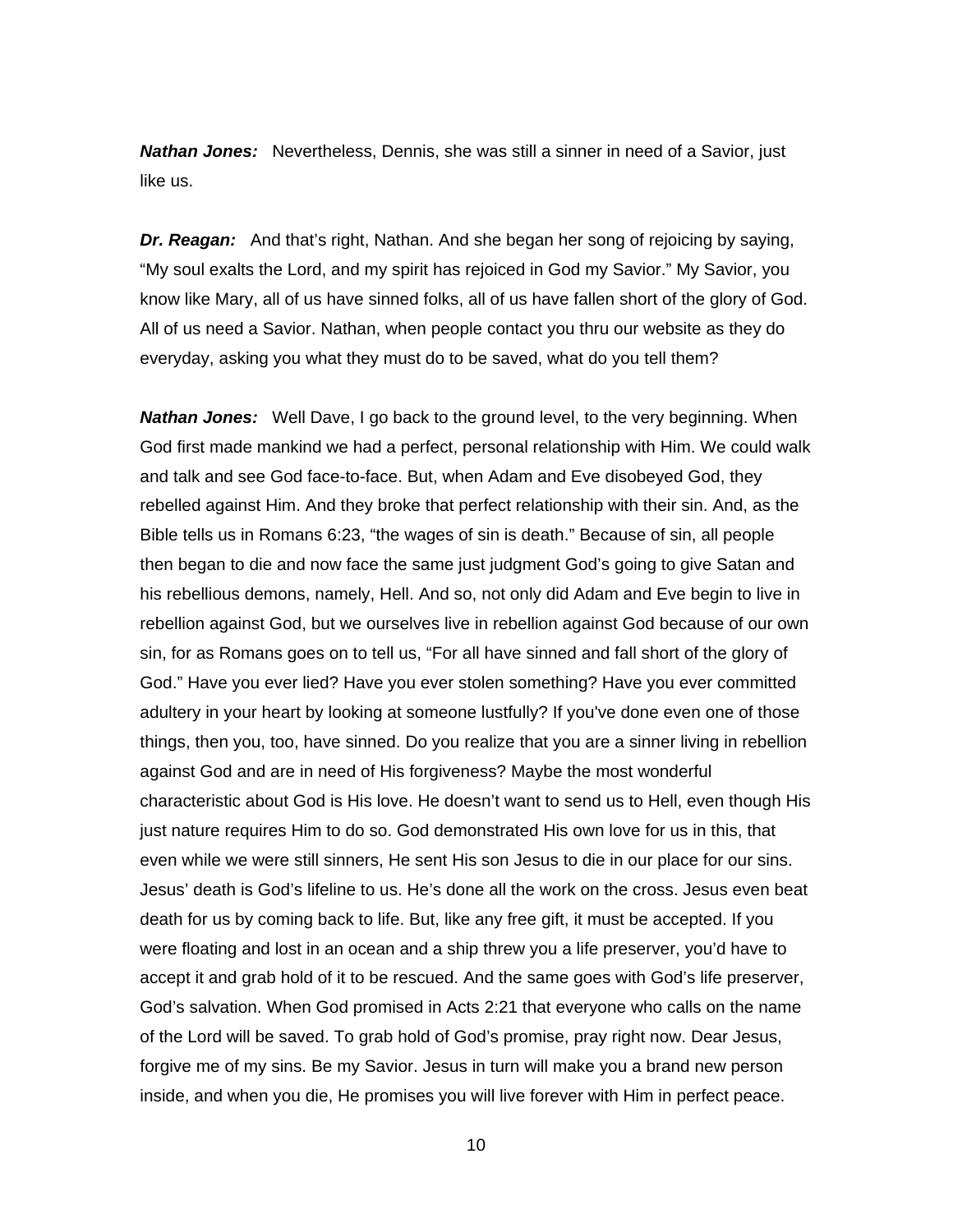***Nathan Jones:*** Nevertheless, Dennis, she was still a sinner in need of a Savior, just like us.

***Dr. Reagan:*** And that's right, Nathan. And she began her song of rejoicing by saying, "My soul exalts the Lord, and my spirit has rejoiced in God my Savior." My Savior, you know like Mary, all of us have sinned folks, all of us have fallen short of the glory of God. All of us need a Savior. Nathan, when people contact you thru our website as they do everyday, asking you what they must do to be saved, what do you tell them?

***Nathan Jones:*** Well Dave, I go back to the ground level, to the very beginning. When God first made mankind we had a perfect, personal relationship with Him. We could walk and talk and see God face-to-face. But, when Adam and Eve disobeyed God, they rebelled against Him. And they broke that perfect relationship with their sin. And, as the Bible tells us in Romans 6:23, "the wages of sin is death." Because of sin, all people then began to die and now face the same just judgment God's going to give Satan and his rebellious demons, namely, Hell. And so, not only did Adam and Eve begin to live in rebellion against God, but we ourselves live in rebellion against God because of our own sin, for as Romans goes on to tell us, "For all have sinned and fall short of the glory of God." Have you ever lied? Have you ever stolen something? Have you ever committed adultery in your heart by looking at someone lustfully? If you've done even one of those things, then you, too, have sinned. Do you realize that you are a sinner living in rebellion against God and are in need of His forgiveness? Maybe the most wonderful characteristic about God is His love. He doesn't want to send us to Hell, even though His just nature requires Him to do so. God demonstrated His own love for us in this, that even while we were still sinners, He sent His son Jesus to die in our place for our sins. Jesus' death is God's lifeline to us. He's done all the work on the cross. Jesus even beat death for us by coming back to life. But, like any free gift, it must be accepted. If you were floating and lost in an ocean and a ship threw you a life preserver, you'd have to accept it and grab hold of it to be rescued. And the same goes with God's life preserver, God's salvation. When God promised in Acts 2:21 that everyone who calls on the name of the Lord will be saved. To grab hold of God's promise, pray right now. Dear Jesus, forgive me of my sins. Be my Savior. Jesus in turn will make you a brand new person inside, and when you die, He promises you will live forever with Him in perfect peace.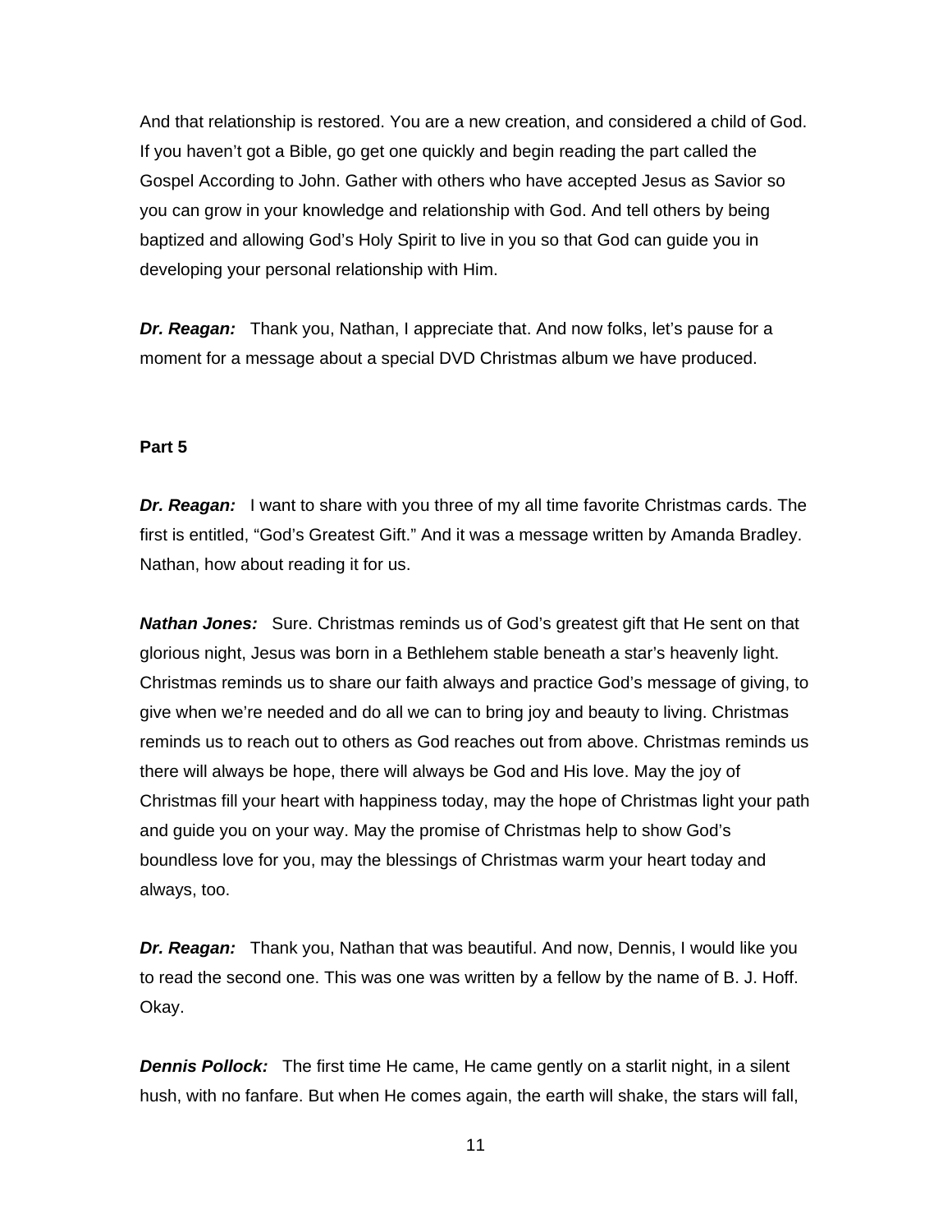And that relationship is restored. You are a new creation, and considered a child of God. If you haven't got a Bible, go get one quickly and begin reading the part called the Gospel According to John. Gather with others who have accepted Jesus as Savior so you can grow in your knowledge and relationship with God. And tell others by being baptized and allowing God's Holy Spirit to live in you so that God can guide you in developing your personal relationship with Him.

***Dr. Reagan:*** Thank you, Nathan, I appreciate that. And now folks, let's pause for a moment for a message about a special DVD Christmas album we have produced.

**Part 5**

***Dr. Reagan:*** I want to share with you three of my all time favorite Christmas cards. The first is entitled, "God's Greatest Gift." And it was a message written by Amanda Bradley. Nathan, how about reading it for us.

***Nathan Jones:*** Sure. Christmas reminds us of God's greatest gift that He sent on that glorious night, Jesus was born in a Bethlehem stable beneath a star's heavenly light. Christmas reminds us to share our faith always and practice God's message of giving, to give when we're needed and do all we can to bring joy and beauty to living. Christmas reminds us to reach out to others as God reaches out from above. Christmas reminds us there will always be hope, there will always be God and His love. May the joy of Christmas fill your heart with happiness today, may the hope of Christmas light your path and guide you on your way. May the promise of Christmas help to show God's boundless love for you, may the blessings of Christmas warm your heart today and always, too.

***Dr. Reagan:*** Thank you, Nathan that was beautiful. And now, Dennis, I would like you to read the second one. This was one was written by a fellow by the name of B. J. Hoff. Okay.

***Dennis Pollock:*** The first time He came, He came gently on a starlit night, in a silent hush, with no fanfare. But when He comes again, the earth will shake, the stars will fall,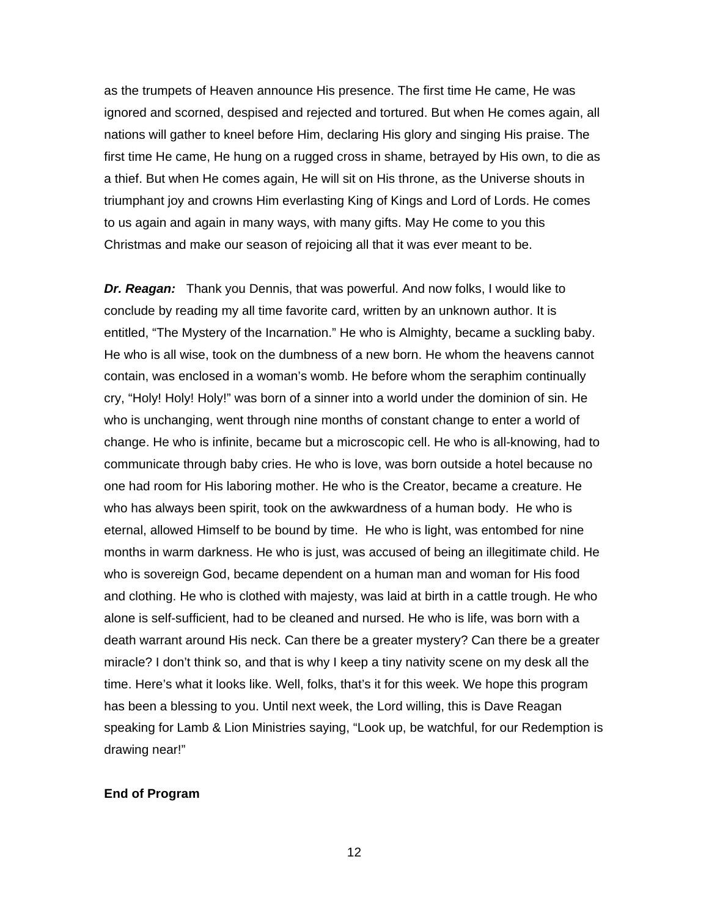as the trumpets of Heaven announce His presence. The first time He came, He was ignored and scorned, despised and rejected and tortured. But when He comes again, all nations will gather to kneel before Him, declaring His glory and singing His praise. The first time He came, He hung on a rugged cross in shame, betrayed by His own, to die as a thief. But when He comes again, He will sit on His throne, as the Universe shouts in triumphant joy and crowns Him everlasting King of Kings and Lord of Lords. He comes to us again and again in many ways, with many gifts. May He come to you this Christmas and make our season of rejoicing all that it was ever meant to be.

***Dr. Reagan:*** Thank you Dennis, that was powerful. And now folks, I would like to conclude by reading my all time favorite card, written by an unknown author. It is entitled, "The Mystery of the Incarnation." He who is Almighty, became a suckling baby. He who is all wise, took on the dumbness of a new born. He whom the heavens cannot contain, was enclosed in a woman's womb. He before whom the seraphim continually cry, "Holy! Holy! Holy!" was born of a sinner into a world under the dominion of sin. He who is unchanging, went through nine months of constant change to enter a world of change. He who is infinite, became but a microscopic cell. He who is all-knowing, had to communicate through baby cries. He who is love, was born outside a hotel because no one had room for His laboring mother. He who is the Creator, became a creature. He who has always been spirit, took on the awkwardness of a human body. He who is eternal, allowed Himself to be bound by time. He who is light, was entombed for nine months in warm darkness. He who is just, was accused of being an illegitimate child. He who is sovereign God, became dependent on a human man and woman for His food and clothing. He who is clothed with majesty, was laid at birth in a cattle trough. He who alone is self-sufficient, had to be cleaned and nursed. He who is life, was born with a death warrant around His neck. Can there be a greater mystery? Can there be a greater miracle? I don't think so, and that is why I keep a tiny nativity scene on my desk all the time. Here's what it looks like. Well, folks, that's it for this week. We hope this program has been a blessing to you. Until next week, the Lord willing, this is Dave Reagan speaking for Lamb & Lion Ministries saying, "Look up, be watchful, for our Redemption is drawing near!"

**End of Program**